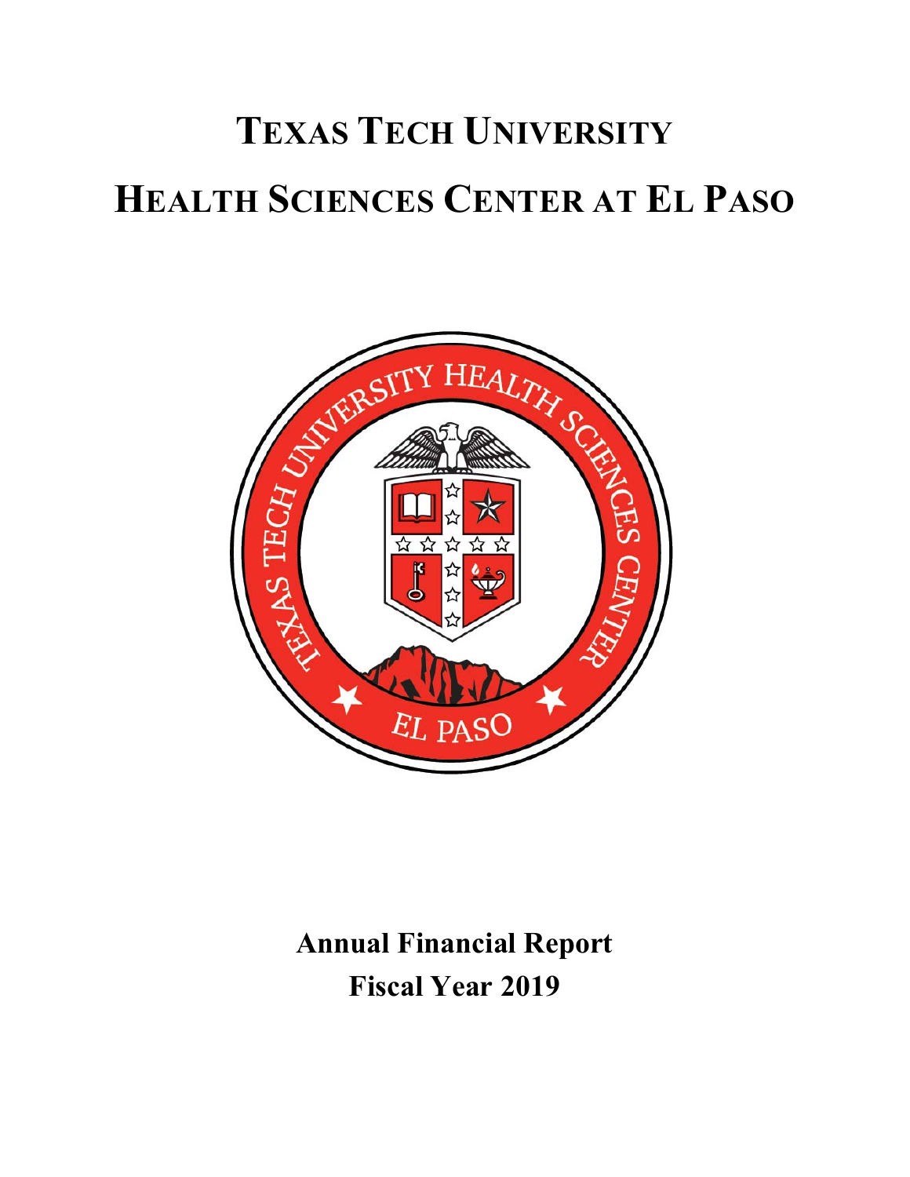# Texas Tech University

# Health Sciences Center at El Paso

**Annual Financial Report**
**Fiscal Year 2019**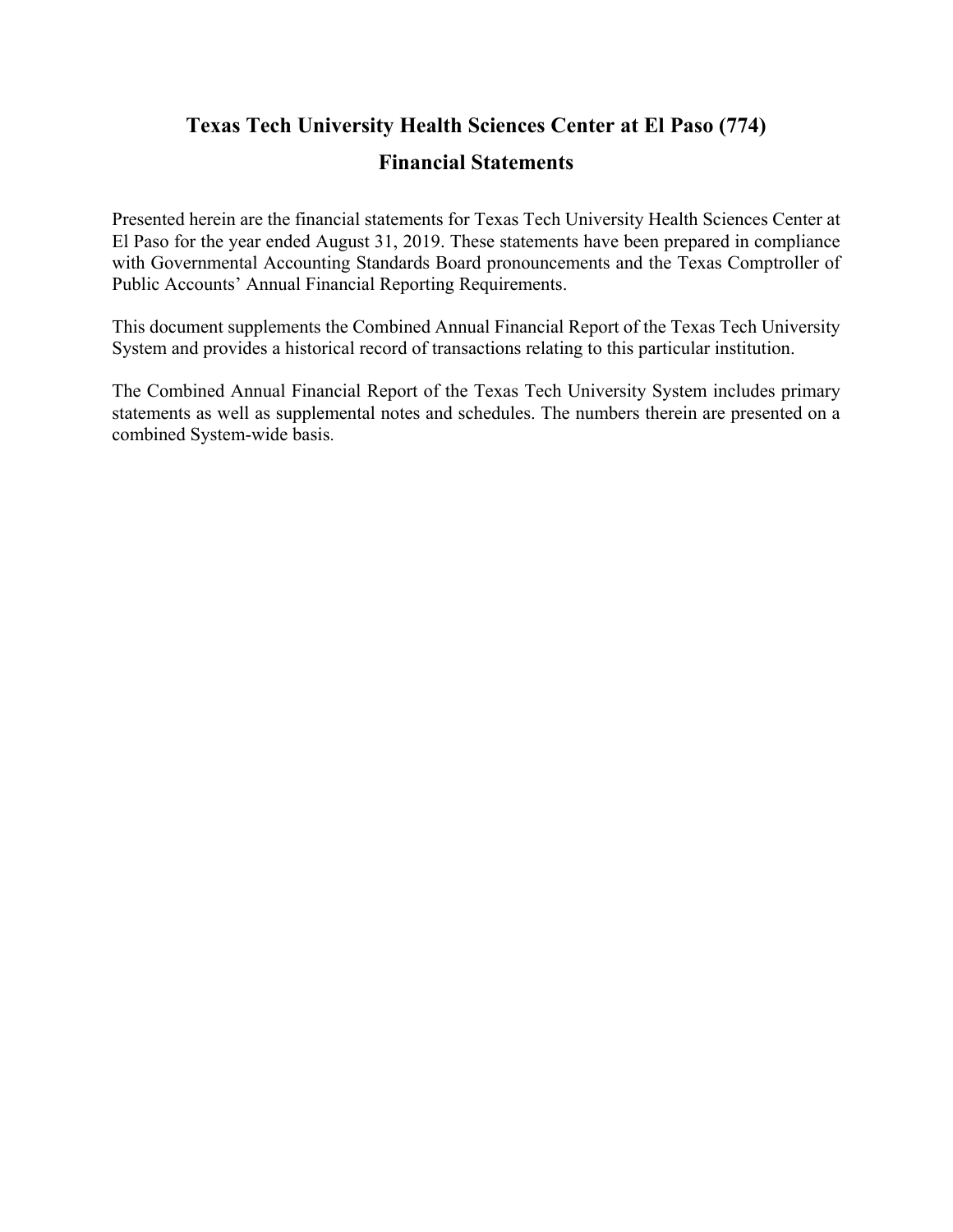# Texas Tech University Health Sciences Center at El Paso (774)

## Financial Statements

Presented herein are the financial statements for Texas Tech University Health Sciences Center at El Paso for the year ended August 31, 2019. These statements have been prepared in compliance with Governmental Accounting Standards Board pronouncements and the Texas Comptroller of Public Accounts' Annual Financial Reporting Requirements.

This document supplements the Combined Annual Financial Report of the Texas Tech University System and provides a historical record of transactions relating to this particular institution.

The Combined Annual Financial Report of the Texas Tech University System includes primary statements as well as supplemental notes and schedules. The numbers therein are presented on a combined System-wide basis.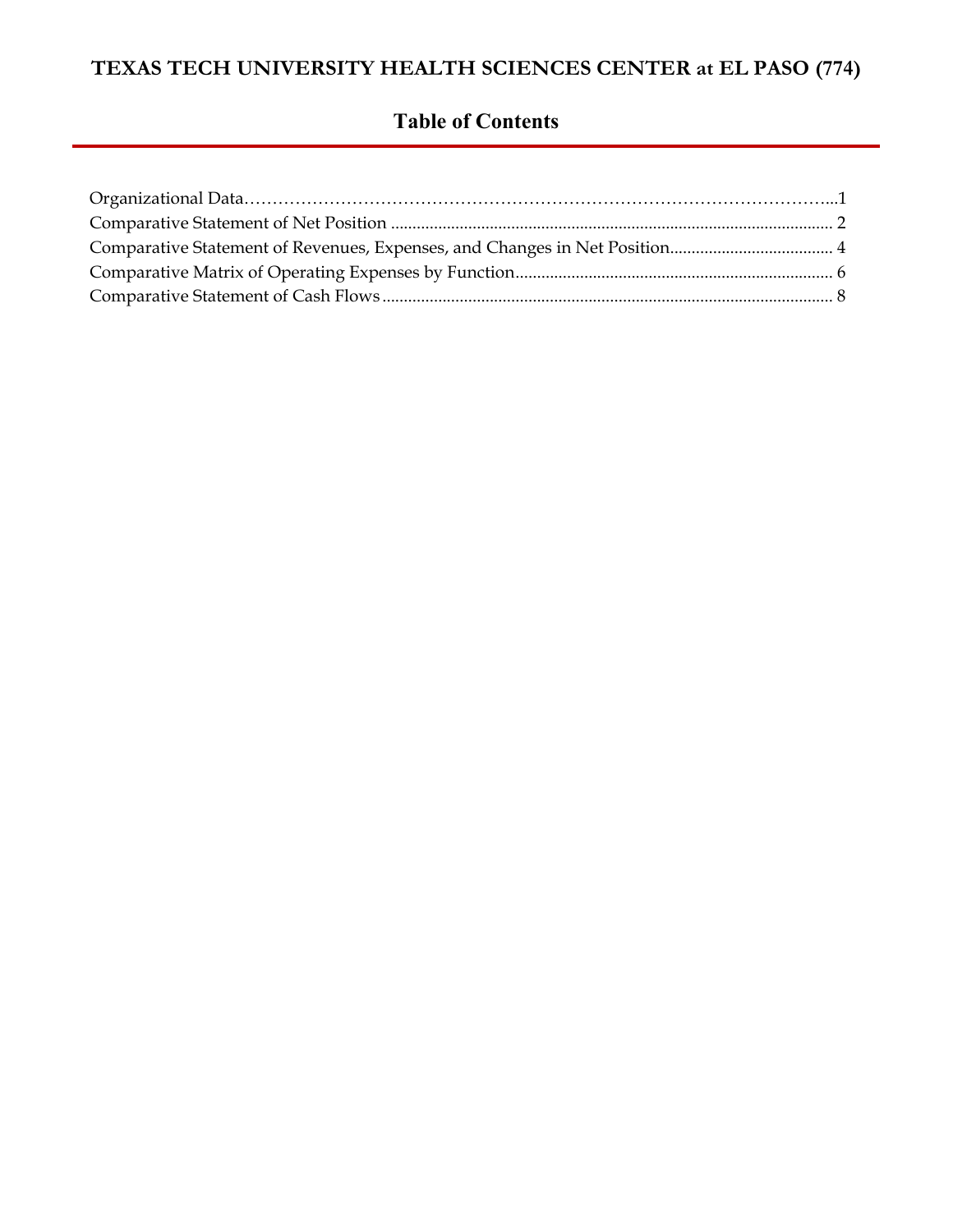# TEXAS TECH UNIVERSITY HEALTH SCIENCES CENTER at EL PASO (774)

## Table of Contents

| | |
|---|---|
| Organizational Data | 1 |
| Comparative Statement of Net Position | 2 |
| Comparative Statement of Revenues, Expenses, and Changes in Net Position | 4 |
| Comparative Matrix of Operating Expenses by Function | 6 |
| Comparative Statement of Cash Flows | 8 |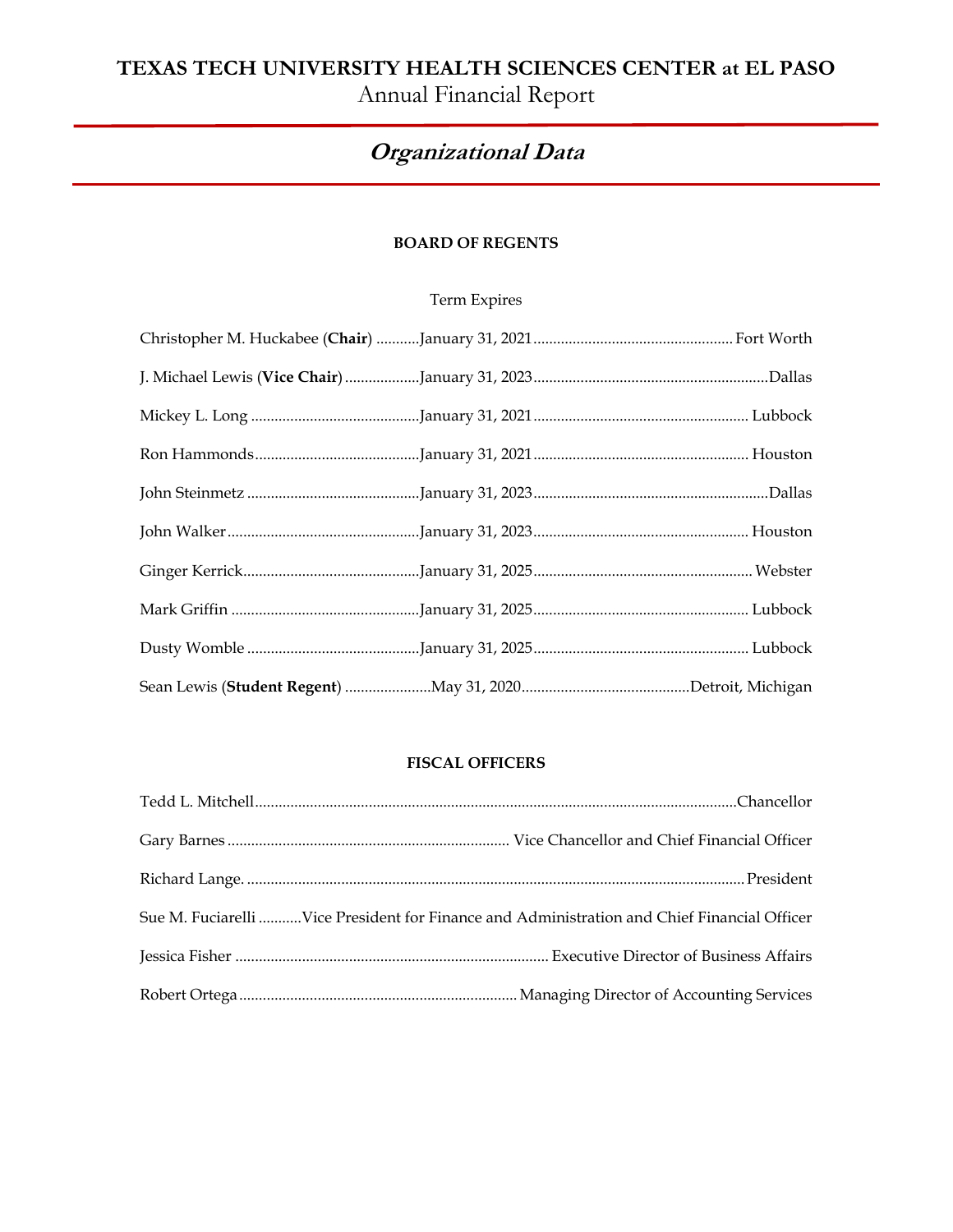# TEXAS TECH UNIVERSITY HEALTH SCIENCES CENTER at EL PASO
Annual Financial Report

## *Organizational Data*

### BOARD OF REGENTS

| | Term Expires | |
|---|---|---|
| Christopher M. Huckabee (**Chair**) | January 31, 2021 | Fort Worth |
| J. Michael Lewis (**Vice Chair**) | January 31, 2023 | Dallas |
| Mickey L. Long | January 31, 2021 | Lubbock |
| Ron Hammonds | January 31, 2021 | Houston |
| John Steinmetz | January 31, 2023 | Dallas |
| John Walker | January 31, 2023 | Houston |
| Ginger Kerrick | January 31, 2025 | Webster |
| Mark Griffin | January 31, 2025 | Lubbock |
| Dusty Womble | January 31, 2025 | Lubbock |
| Sean Lewis (**Student Regent**) | May 31, 2020 | Detroit, Michigan |

### FISCAL OFFICERS

| | |
|---|---|
| Tedd L. Mitchell | Chancellor |
| Gary Barnes | Vice Chancellor and Chief Financial Officer |
| Richard Lange. | President |
| Sue M. Fuciarelli | Vice President for Finance and Administration and Chief Financial Officer |
| Jessica Fisher | Executive Director of Business Affairs |
| Robert Ortega | Managing Director of Accounting Services |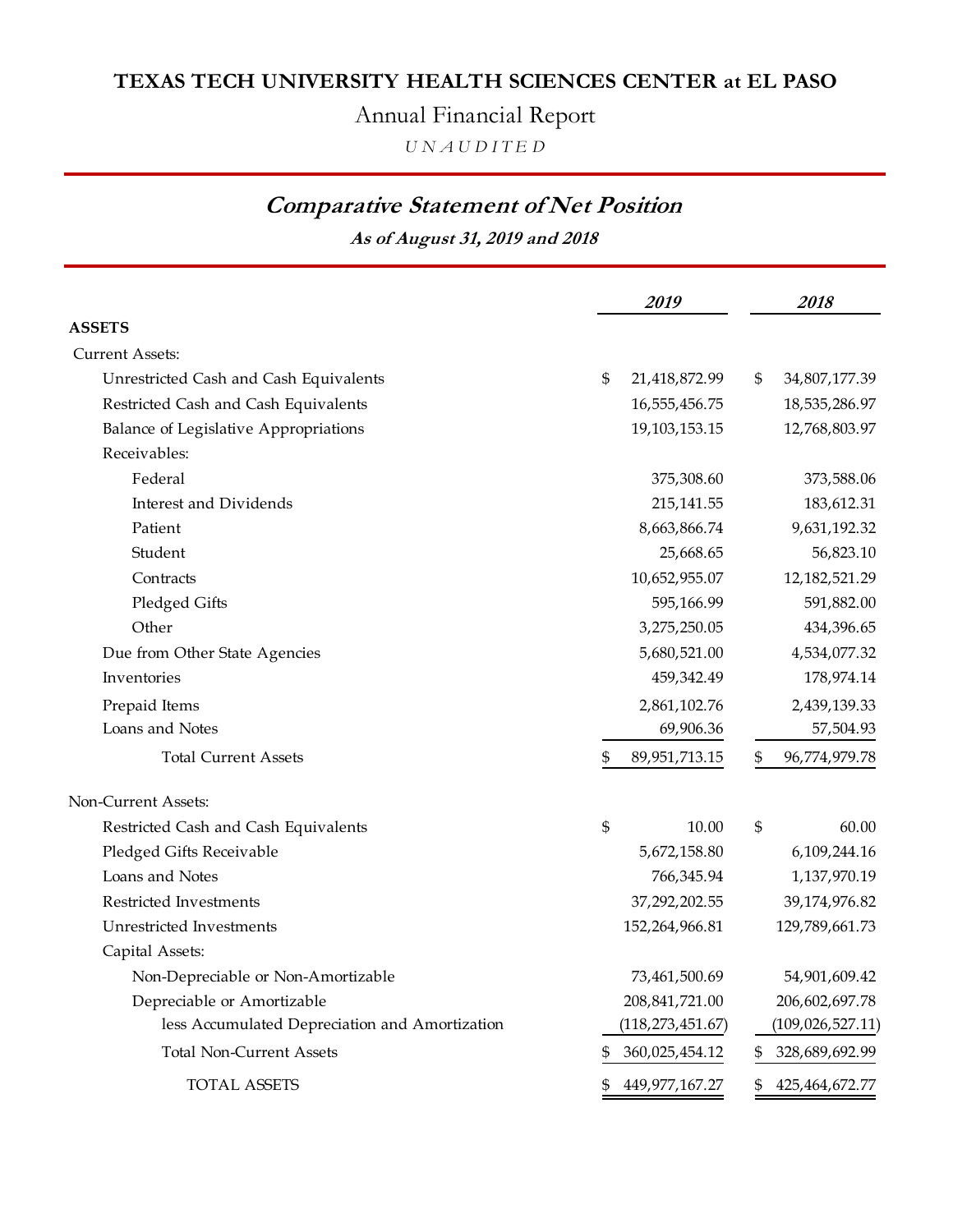**TEXAS TECH UNIVERSITY HEALTH SCIENCES CENTER at EL PASO**

Annual Financial Report

*UNAUDITED*

## *Comparative Statement of Net Position*

***As of August 31, 2019 and 2018***

| | *2019* | *2018* |
|---|---|---|
| **ASSETS** | | |
| Current Assets: | | |
| Unrestricted Cash and Cash Equivalents | $ 21,418,872.99 | $ 34,807,177.39 |
| Restricted Cash and Cash Equivalents | 16,555,456.75 | 18,535,286.97 |
| Balance of Legislative Appropriations | 19,103,153.15 | 12,768,803.97 |
| Receivables: | | |
| Federal | 375,308.60 | 373,588.06 |
| Interest and Dividends | 215,141.55 | 183,612.31 |
| Patient | 8,663,866.74 | 9,631,192.32 |
| Student | 25,668.65 | 56,823.10 |
| Contracts | 10,652,955.07 | 12,182,521.29 |
| Pledged Gifts | 595,166.99 | 591,882.00 |
| Other | 3,275,250.05 | 434,396.65 |
| Due from Other State Agencies | 5,680,521.00 | 4,534,077.32 |
| Inventories | 459,342.49 | 178,974.14 |
| Prepaid Items | 2,861,102.76 | 2,439,139.33 |
| Loans and Notes | 69,906.36 | 57,504.93 |
| Total Current Assets | $ 89,951,713.15 | $ 96,774,979.78 |
| Non-Current Assets: | | |
| Restricted Cash and Cash Equivalents | $ 10.00 | $ 60.00 |
| Pledged Gifts Receivable | 5,672,158.80 | 6,109,244.16 |
| Loans and Notes | 766,345.94 | 1,137,970.19 |
| Restricted Investments | 37,292,202.55 | 39,174,976.82 |
| Unrestricted Investments | 152,264,966.81 | 129,789,661.73 |
| Capital Assets: | | |
| Non-Depreciable or Non-Amortizable | 73,461,500.69 | 54,901,609.42 |
| Depreciable or Amortizable | 208,841,721.00 | 206,602,697.78 |
| less Accumulated Depreciation and Amortization | (118,273,451.67) | (109,026,527.11) |
| Total Non-Current Assets | $ 360,025,454.12 | $ 328,689,692.99 |
| TOTAL ASSETS | $ 449,977,167.27 | $ 425,464,672.77 |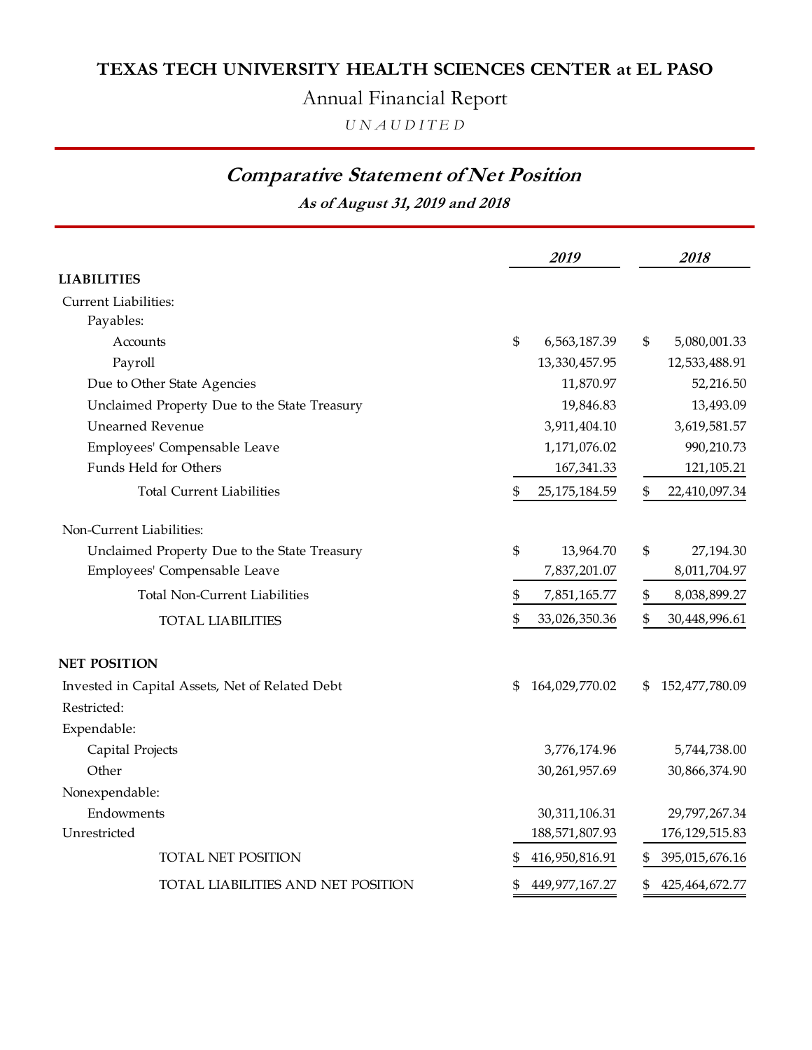# TEXAS TECH UNIVERSITY HEALTH SCIENCES CENTER at EL PASO

## Annual Financial Report

*UNAUDITED*

## *Comparative Statement of Net Position*

***As of August 31, 2019 and 2018***

| | *2019* | *2018* |
|---|---|---|
| **LIABILITIES** | | |
| Current Liabilities: | | |
| Payables: | | |
| Accounts | $ 6,563,187.39 | $ 5,080,001.33 |
| Payroll | 13,330,457.95 | 12,533,488.91 |
| Due to Other State Agencies | 11,870.97 | 52,216.50 |
| Unclaimed Property Due to the State Treasury | 19,846.83 | 13,493.09 |
| Unearned Revenue | 3,911,404.10 | 3,619,581.57 |
| Employees' Compensable Leave | 1,171,076.02 | 990,210.73 |
| Funds Held for Others | 167,341.33 | 121,105.21 |
| Total Current Liabilities | $ 25,175,184.59 | $ 22,410,097.34 |
| Non-Current Liabilities: | | |
| Unclaimed Property Due to the State Treasury | $ 13,964.70 | $ 27,194.30 |
| Employees' Compensable Leave | 7,837,201.07 | 8,011,704.97 |
| Total Non-Current Liabilities | $ 7,851,165.77 | $ 8,038,899.27 |
| TOTAL LIABILITIES | $ 33,026,350.36 | $ 30,448,996.61 |
| **NET POSITION** | | |
| Invested in Capital Assets, Net of Related Debt | $ 164,029,770.02 | $ 152,477,780.09 |
| Restricted: | | |
| Expendable: | | |
| Capital Projects | 3,776,174.96 | 5,744,738.00 |
| Other | 30,261,957.69 | 30,866,374.90 |
| Nonexpendable: | | |
| Endowments | 30,311,106.31 | 29,797,267.34 |
| Unrestricted | 188,571,807.93 | 176,129,515.83 |
| TOTAL NET POSITION | $ 416,950,816.91 | $ 395,015,676.16 |
| TOTAL LIABILITIES AND NET POSITION | $ 449,977,167.27 | $ 425,464,672.77 |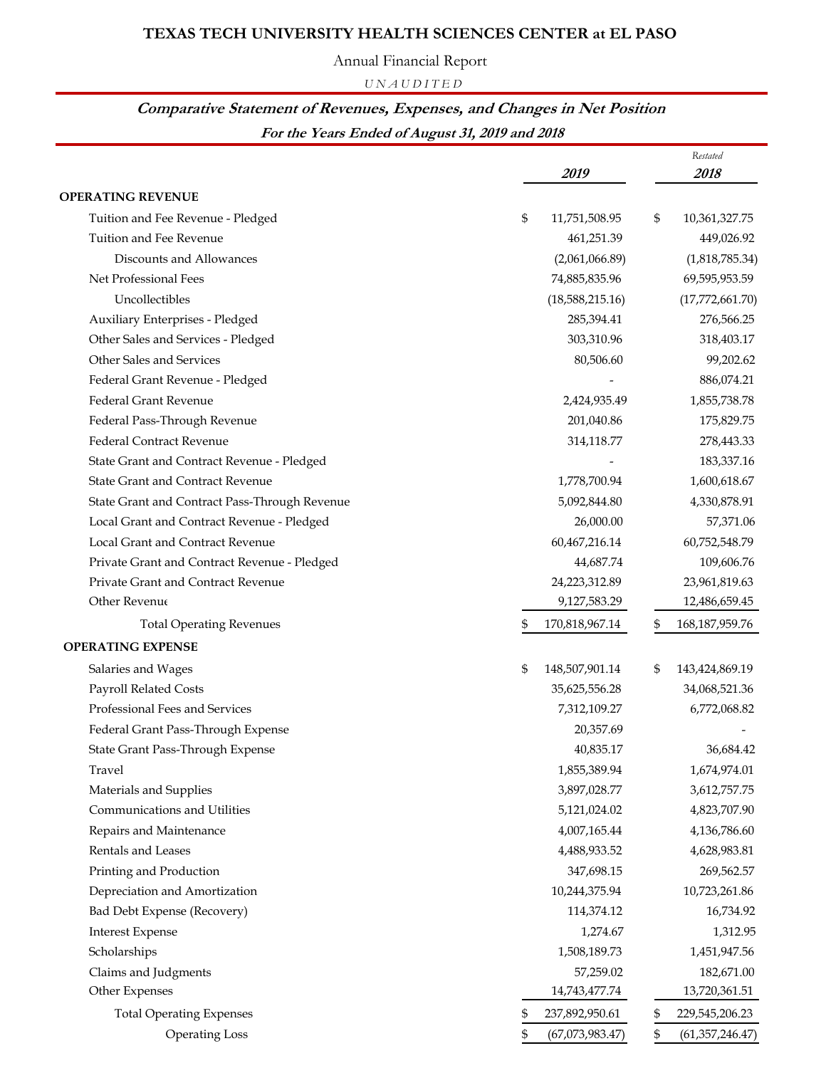# TEXAS TECH UNIVERSITY HEALTH SCIENCES CENTER at EL PASO

Annual Financial Report

*UNAUDITED*

## *Comparative Statement of Revenues, Expenses, and Changes in Net Position*

### *For the Years Ended of August 31, 2019 and 2018*

| | 2019 | Restated 2018 |
|---|---|---|
| **OPERATING REVENUE** | | |
| Tuition and Fee Revenue - Pledged | $ 11,751,508.95 | $ 10,361,327.75 |
| Tuition and Fee Revenue | 461,251.39 | 449,026.92 |
| Discounts and Allowances | (2,061,066.89) | (1,818,785.34) |
| Net Professional Fees | 74,885,835.96 | 69,595,953.59 |
| Uncollectibles | (18,588,215.16) | (17,772,661.70) |
| Auxiliary Enterprises - Pledged | 285,394.41 | 276,566.25 |
| Other Sales and Services - Pledged | 303,310.96 | 318,403.17 |
| Other Sales and Services | 80,506.60 | 99,202.62 |
| Federal Grant Revenue - Pledged | - | 886,074.21 |
| Federal Grant Revenue | 2,424,935.49 | 1,855,738.78 |
| Federal Pass-Through Revenue | 201,040.86 | 175,829.75 |
| Federal Contract Revenue | 314,118.77 | 278,443.33 |
| State Grant and Contract Revenue - Pledged | - | 183,337.16 |
| State Grant and Contract Revenue | 1,778,700.94 | 1,600,618.67 |
| State Grant and Contract Pass-Through Revenue | 5,092,844.80 | 4,330,878.91 |
| Local Grant and Contract Revenue - Pledged | 26,000.00 | 57,371.06 |
| Local Grant and Contract Revenue | 60,467,216.14 | 60,752,548.79 |
| Private Grant and Contract Revenue - Pledged | 44,687.74 | 109,606.76 |
| Private Grant and Contract Revenue | 24,223,312.89 | 23,961,819.63 |
| Other Revenue | 9,127,583.29 | 12,486,659.45 |
| Total Operating Revenues | $ 170,818,967.14 | $ 168,187,959.76 |
| **OPERATING EXPENSE** | | |
| Salaries and Wages | $ 148,507,901.14 | $ 143,424,869.19 |
| Payroll Related Costs | 35,625,556.28 | 34,068,521.36 |
| Professional Fees and Services | 7,312,109.27 | 6,772,068.82 |
| Federal Grant Pass-Through Expense | 20,357.69 | - |
| State Grant Pass-Through Expense | 40,835.17 | 36,684.42 |
| Travel | 1,855,389.94 | 1,674,974.01 |
| Materials and Supplies | 3,897,028.77 | 3,612,757.75 |
| Communications and Utilities | 5,121,024.02 | 4,823,707.90 |
| Repairs and Maintenance | 4,007,165.44 | 4,136,786.60 |
| Rentals and Leases | 4,488,933.52 | 4,628,983.81 |
| Printing and Production | 347,698.15 | 269,562.57 |
| Depreciation and Amortization | 10,244,375.94 | 10,723,261.86 |
| Bad Debt Expense (Recovery) | 114,374.12 | 16,734.92 |
| Interest Expense | 1,274.67 | 1,312.95 |
| Scholarships | 1,508,189.73 | 1,451,947.56 |
| Claims and Judgments | 57,259.02 | 182,671.00 |
| Other Expenses | 14,743,477.74 | 13,720,361.51 |
| Total Operating Expenses | $ 237,892,950.61 | $ 229,545,206.23 |
| Operating Loss | $ (67,073,983.47) | $ (61,357,246.47) |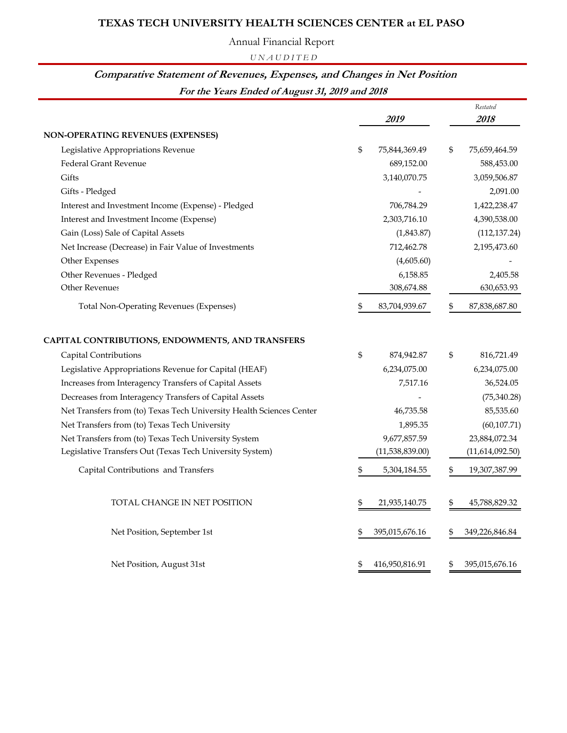# TEXAS TECH UNIVERSITY HEALTH SCIENCES CENTER at EL PASO

Annual Financial Report

*UNAUDITED*

## *Comparative Statement of Revenues, Expenses, and Changes in Net Position*

### *For the Years Ended of August 31, 2019 and 2018*

| | 2019 | *Restated* 2018 |
|---|---|---|
| **NON-OPERATING REVENUES (EXPENSES)** | | |
| Legislative Appropriations Revenue | $ 75,844,369.49 | $ 75,659,464.59 |
| Federal Grant Revenue | 689,152.00 | 588,453.00 |
| Gifts | 3,140,070.75 | 3,059,506.87 |
| Gifts - Pledged | - | 2,091.00 |
| Interest and Investment Income (Expense) - Pledged | 706,784.29 | 1,422,238.47 |
| Interest and Investment Income (Expense) | 2,303,716.10 | 4,390,538.00 |
| Gain (Loss) Sale of Capital Assets | (1,843.87) | (112,137.24) |
| Net Increase (Decrease) in Fair Value of Investments | 712,462.78 | 2,195,473.60 |
| Other Expenses | (4,605.60) | - |
| Other Revenues - Pledged | 6,158.85 | 2,405.58 |
| Other Revenues | 308,674.88 | 630,653.93 |
| Total Non-Operating Revenues (Expenses) | $ 83,704,939.67 | $ 87,838,687.80 |
| | | |
| **CAPITAL CONTRIBUTIONS, ENDOWMENTS, AND TRANSFERS** | | |
| Capital Contributions | $ 874,942.87 | $ 816,721.49 |
| Legislative Appropriations Revenue for Capital (HEAF) | 6,234,075.00 | 6,234,075.00 |
| Increases from Interagency Transfers of Capital Assets | 7,517.16 | 36,524.05 |
| Decreases from Interagency Transfers of Capital Assets | - | (75,340.28) |
| Net Transfers from (to) Texas Tech University Health Sciences Center | 46,735.58 | 85,535.60 |
| Net Transfers from (to) Texas Tech University | 1,895.35 | (60,107.71) |
| Net Transfers from (to) Texas Tech University System | 9,677,857.59 | 23,884,072.34 |
| Legislative Transfers Out (Texas Tech University System) | (11,538,839.00) | (11,614,092.50) |
| Capital Contributions and Transfers | $ 5,304,184.55 | $ 19,307,387.99 |
| | | |
| TOTAL CHANGE IN NET POSITION | $ 21,935,140.75 | $ 45,788,829.32 |
| | | |
| Net Position, September 1st | $ 395,015,676.16 | $ 349,226,846.84 |
| | | |
| Net Position, August 31st | $ 416,950,816.91 | $ 395,015,676.16 |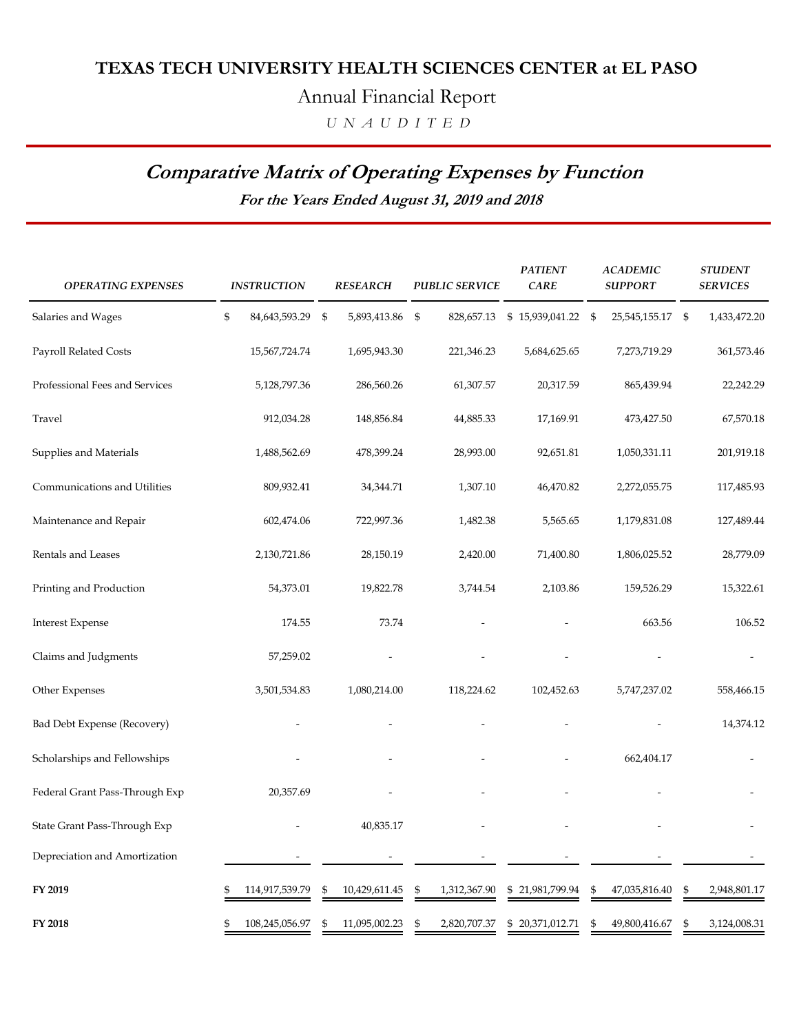# TEXAS TECH UNIVERSITY HEALTH SCIENCES CENTER at EL PASO

Annual Financial Report

*UNAUDITED*

## *Comparative Matrix of Operating Expenses by Function*

***For the Years Ended August 31, 2019 and 2018***

| *OPERATING EXPENSES* | *INSTRUCTION* | *RESEARCH* | *PUBLIC SERVICE* | *PATIENT CARE* | *ACADEMIC SUPPORT* | *STUDENT SERVICES* |
|---|---|---|---|---|---|---|
| Salaries and Wages | $ 84,643,593.29 | $ 5,893,413.86 | $ 828,657.13 | $ 15,939,041.22 | $ 25,545,155.17 | $ 1,433,472.20 |
| Payroll Related Costs | 15,567,724.74 | 1,695,943.30 | 221,346.23 | 5,684,625.65 | 7,273,719.29 | 361,573.46 |
| Professional Fees and Services | 5,128,797.36 | 286,560.26 | 61,307.57 | 20,317.59 | 865,439.94 | 22,242.29 |
| Travel | 912,034.28 | 148,856.84 | 44,885.33 | 17,169.91 | 473,427.50 | 67,570.18 |
| Supplies and Materials | 1,488,562.69 | 478,399.24 | 28,993.00 | 92,651.81 | 1,050,331.11 | 201,919.18 |
| Communications and Utilities | 809,932.41 | 34,344.71 | 1,307.10 | 46,470.82 | 2,272,055.75 | 117,485.93 |
| Maintenance and Repair | 602,474.06 | 722,997.36 | 1,482.38 | 5,565.65 | 1,179,831.08 | 127,489.44 |
| Rentals and Leases | 2,130,721.86 | 28,150.19 | 2,420.00 | 71,400.80 | 1,806,025.52 | 28,779.09 |
| Printing and Production | 54,373.01 | 19,822.78 | 3,744.54 | 2,103.86 | 159,526.29 | 15,322.61 |
| Interest Expense | 174.55 | 73.74 | - | - | 663.56 | 106.52 |
| Claims and Judgments | 57,259.02 | - | - | - | - | - |
| Other Expenses | 3,501,534.83 | 1,080,214.00 | 118,224.62 | 102,452.63 | 5,747,237.02 | 558,466.15 |
| Bad Debt Expense (Recovery) | - | - | - | - | - | 14,374.12 |
| Scholarships and Fellowships | - | - | - | - | 662,404.17 | - |
| Federal Grant Pass-Through Exp | 20,357.69 | - | - | - | - | - |
| State Grant Pass-Through Exp | - | 40,835.17 | - | - | - | - |
| Depreciation and Amortization | - | - | - | - | - | - |
| **FY 2019** | $ 114,917,539.79 | $ 10,429,611.45 | $ 1,312,367.90 | $ 21,981,799.94 | $ 47,035,816.40 | $ 2,948,801.17 |
| **FY 2018** | $ 108,245,056.97 | $ 11,095,002.23 | $ 2,820,707.37 | $ 20,371,012.71 | $ 49,800,416.67 | $ 3,124,008.31 |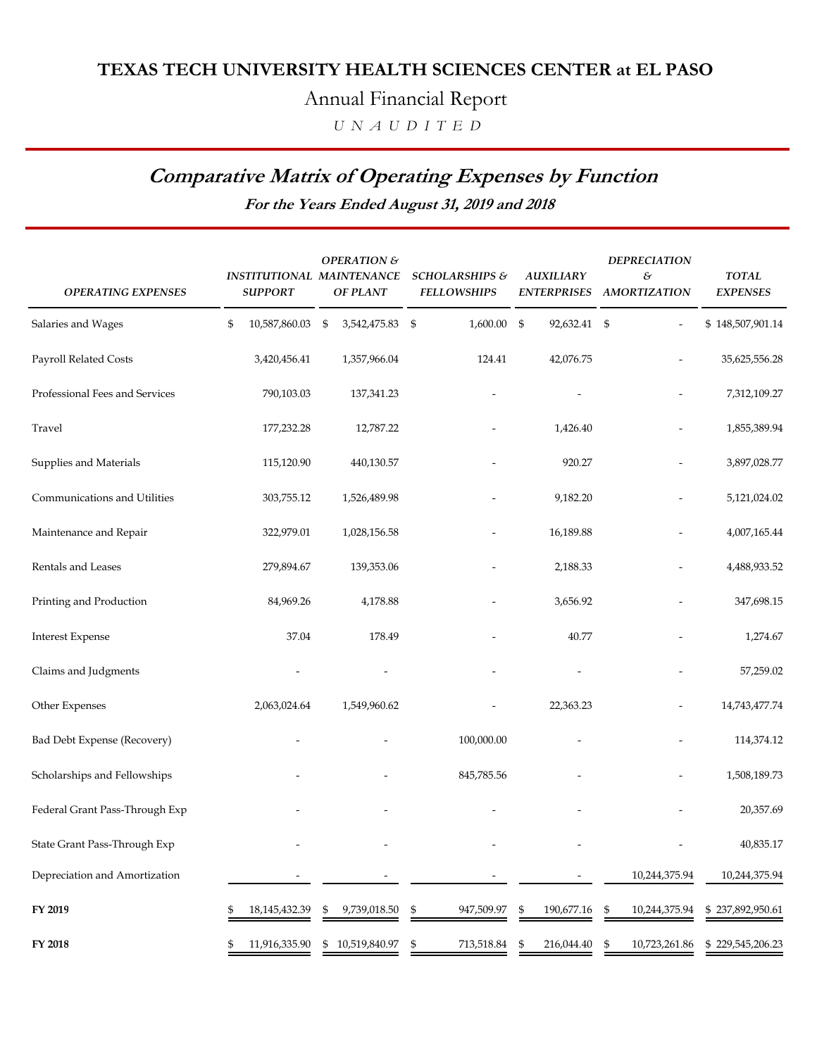# TEXAS TECH UNIVERSITY HEALTH SCIENCES CENTER at EL PASO

Annual Financial Report

*U N A U D I T E D*

## *Comparative Matrix of Operating Expenses by Function*

***For the Years Ended August 31, 2019 and 2018***

| *OPERATING EXPENSES* | *INSTITUTIONAL SUPPORT* | *OPERATION & MAINTENANCE OF PLANT* | *SCHOLARSHIPS & FELLOWSHIPS* | *AUXILIARY ENTERPRISES* | *DEPRECIATION & AMORTIZATION* | *TOTAL EXPENSES* |
|---|---|---|---|---|---|---|
| Salaries and Wages | $ 10,587,860.03 | $ 3,542,475.83 | $ 1,600.00 | $ 92,632.41 | $ - | $ 148,507,901.14 |
| Payroll Related Costs | 3,420,456.41 | 1,357,966.04 | 124.41 | 42,076.75 | - | 35,625,556.28 |
| Professional Fees and Services | 790,103.03 | 137,341.23 | - | - | - | 7,312,109.27 |
| Travel | 177,232.28 | 12,787.22 | - | 1,426.40 | - | 1,855,389.94 |
| Supplies and Materials | 115,120.90 | 440,130.57 | - | 920.27 | - | 3,897,028.77 |
| Communications and Utilities | 303,755.12 | 1,526,489.98 | - | 9,182.20 | - | 5,121,024.02 |
| Maintenance and Repair | 322,979.01 | 1,028,156.58 | - | 16,189.88 | - | 4,007,165.44 |
| Rentals and Leases | 279,894.67 | 139,353.06 | - | 2,188.33 | - | 4,488,933.52 |
| Printing and Production | 84,969.26 | 4,178.88 | - | 3,656.92 | - | 347,698.15 |
| Interest Expense | 37.04 | 178.49 | - | 40.77 | - | 1,274.67 |
| Claims and Judgments | - | - | - | - | - | 57,259.02 |
| Other Expenses | 2,063,024.64 | 1,549,960.62 | - | 22,363.23 | - | 14,743,477.74 |
| Bad Debt Expense (Recovery) | - | - | 100,000.00 | - | - | 114,374.12 |
| Scholarships and Fellowships | - | - | 845,785.56 | - | - | 1,508,189.73 |
| Federal Grant Pass-Through Exp | - | - | - | - | - | 20,357.69 |
| State Grant Pass-Through Exp | - | - | - | - | - | 40,835.17 |
| Depreciation and Amortization | - | - | - | - | 10,244,375.94 | 10,244,375.94 |
| **FY 2019** | $ 18,145,432.39 | $ 9,739,018.50 | $ 947,509.97 | $ 190,677.16 | $ 10,244,375.94 | $ 237,892,950.61 |
| **FY 2018** | $ 11,916,335.90 | $ 10,519,840.97 | $ 713,518.84 | $ 216,044.40 | $ 10,723,261.86 | $ 229,545,206.23 |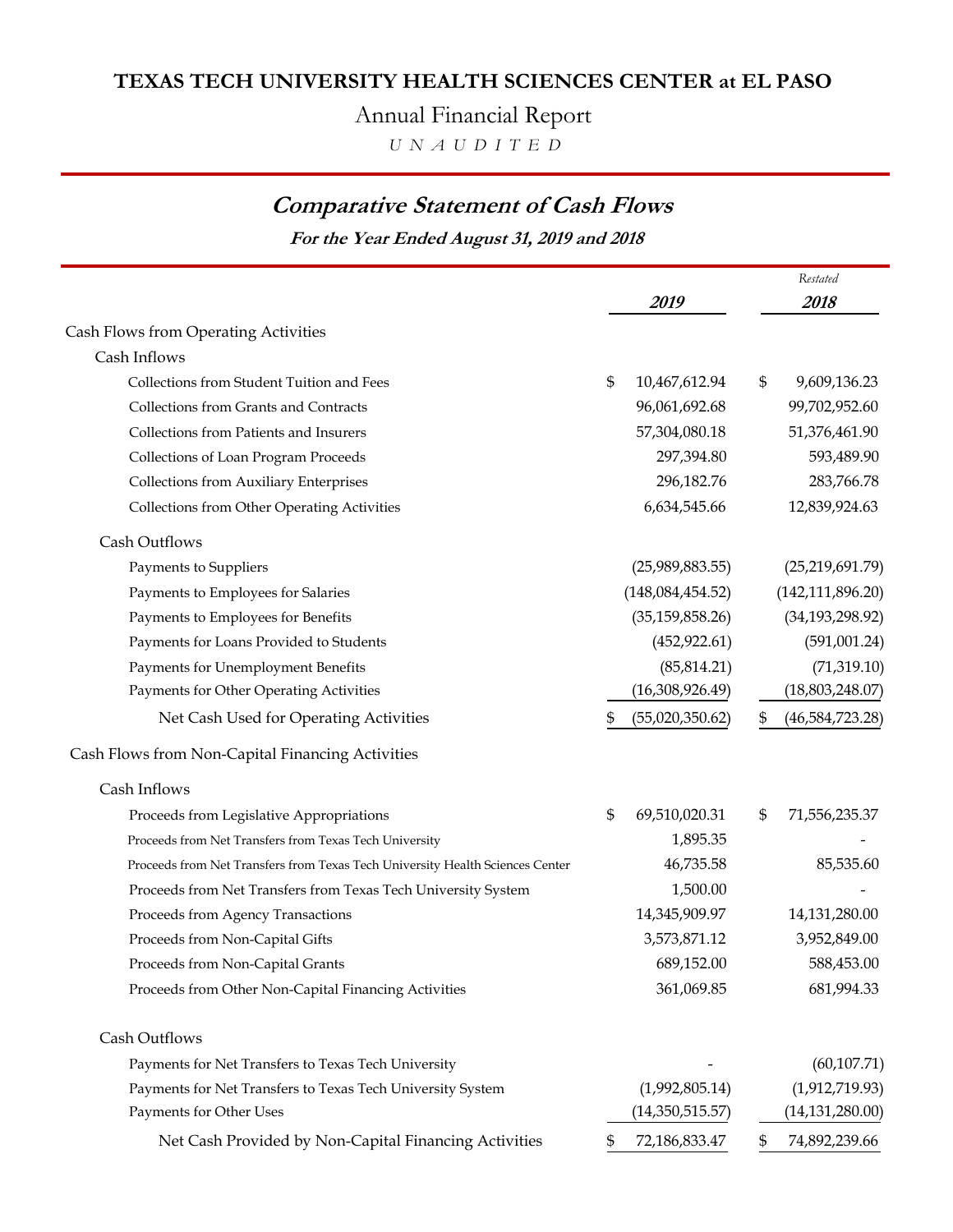# TEXAS TECH UNIVERSITY HEALTH SCIENCES CENTER at EL PASO

## Annual Financial Report

*U N A U D I T E D*

## *Comparative Statement of Cash Flows*

***For the Year Ended August 31, 2019 and 2018***

| | 2019 | Restated 2018 |
|---|---|---|
| **Cash Flows from Operating Activities** | | |
| Cash Inflows | | |
| Collections from Student Tuition and Fees | $ 10,467,612.94 | $ 9,609,136.23 |
| Collections from Grants and Contracts | 96,061,692.68 | 99,702,952.60 |
| Collections from Patients and Insurers | 57,304,080.18 | 51,376,461.90 |
| Collections of Loan Program Proceeds | 297,394.80 | 593,489.90 |
| Collections from Auxiliary Enterprises | 296,182.76 | 283,766.78 |
| Collections from Other Operating Activities | 6,634,545.66 | 12,839,924.63 |
| Cash Outflows | | |
| Payments to Suppliers | (25,989,883.55) | (25,219,691.79) |
| Payments to Employees for Salaries | (148,084,454.52) | (142,111,896.20) |
| Payments to Employees for Benefits | (35,159,858.26) | (34,193,298.92) |
| Payments for Loans Provided to Students | (452,922.61) | (591,001.24) |
| Payments for Unemployment Benefits | (85,814.21) | (71,319.10) |
| Payments for Other Operating Activities | (16,308,926.49) | (18,803,248.07) |
| Net Cash Used for Operating Activities | $ (55,020,350.62) | $ (46,584,723.28) |
| **Cash Flows from Non-Capital Financing Activities** | | |
| Cash Inflows | | |
| Proceeds from Legislative Appropriations | $ 69,510,020.31 | $ 71,556,235.37 |
| Proceeds from Net Transfers from Texas Tech University | 1,895.35 | - |
| Proceeds from Net Transfers from Texas Tech University Health Sciences Center | 46,735.58 | 85,535.60 |
| Proceeds from Net Transfers from Texas Tech University System | 1,500.00 | - |
| Proceeds from Agency Transactions | 14,345,909.97 | 14,131,280.00 |
| Proceeds from Non-Capital Gifts | 3,573,871.12 | 3,952,849.00 |
| Proceeds from Non-Capital Grants | 689,152.00 | 588,453.00 |
| Proceeds from Other Non-Capital Financing Activities | 361,069.85 | 681,994.33 |
| Cash Outflows | | |
| Payments for Net Transfers to Texas Tech University | - | (60,107.71) |
| Payments for Net Transfers to Texas Tech University System | (1,992,805.14) | (1,912,719.93) |
| Payments for Other Uses | (14,350,515.57) | (14,131,280.00) |
| Net Cash Provided by Non-Capital Financing Activities | $ 72,186,833.47 | $ 74,892,239.66 |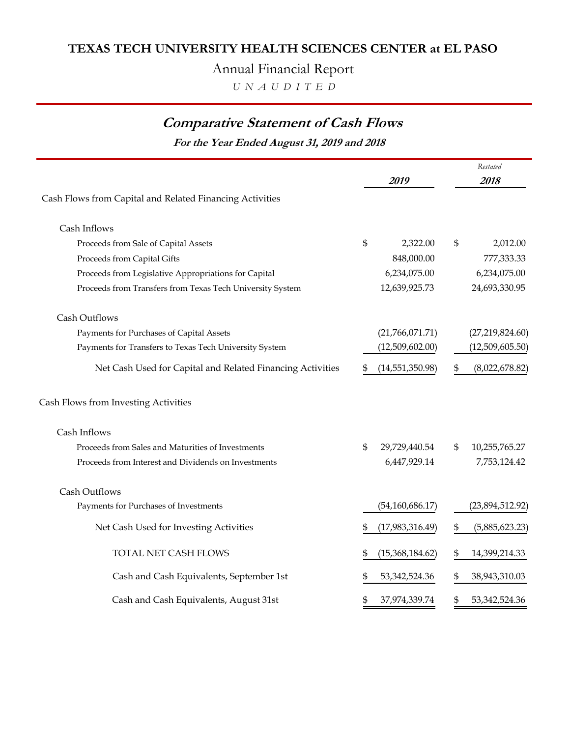# TEXAS TECH UNIVERSITY HEALTH SCIENCES CENTER at EL PASO

## Annual Financial Report

*U N A U D I T E D*

## *Comparative Statement of Cash Flows*

***For the Year Ended August 31, 2019 and 2018***

| | 2019 | Restated 2018 |
|---|---|---|
| Cash Flows from Capital and Related Financing Activities | | |
| Cash Inflows | | |
| Proceeds from Sale of Capital Assets | $ 2,322.00 | $ 2,012.00 |
| Proceeds from Capital Gifts | 848,000.00 | 777,333.33 |
| Proceeds from Legislative Appropriations for Capital | 6,234,075.00 | 6,234,075.00 |
| Proceeds from Transfers from Texas Tech University System | 12,639,925.73 | 24,693,330.95 |
| Cash Outflows | | |
| Payments for Purchases of Capital Assets | (21,766,071.71) | (27,219,824.60) |
| Payments for Transfers to Texas Tech University System | (12,509,602.00) | (12,509,605.50) |
| Net Cash Used for Capital and Related Financing Activities | $ (14,551,350.98) | $ (8,022,678.82) |
| Cash Flows from Investing Activities | | |
| Cash Inflows | | |
| Proceeds from Sales and Maturities of Investments | $ 29,729,440.54 | $ 10,255,765.27 |
| Proceeds from Interest and Dividends on Investments | 6,447,929.14 | 7,753,124.42 |
| Cash Outflows | | |
| Payments for Purchases of Investments | (54,160,686.17) | (23,894,512.92) |
| Net Cash Used for Investing Activities | $ (17,983,316.49) | $ (5,885,623.23) |
| TOTAL NET CASH FLOWS | $ (15,368,184.62) | $ 14,399,214.33 |
| Cash and Cash Equivalents, September 1st | $ 53,342,524.36 | $ 38,943,310.03 |
| Cash and Cash Equivalents, August 31st | $ 37,974,339.74 | $ 53,342,524.36 |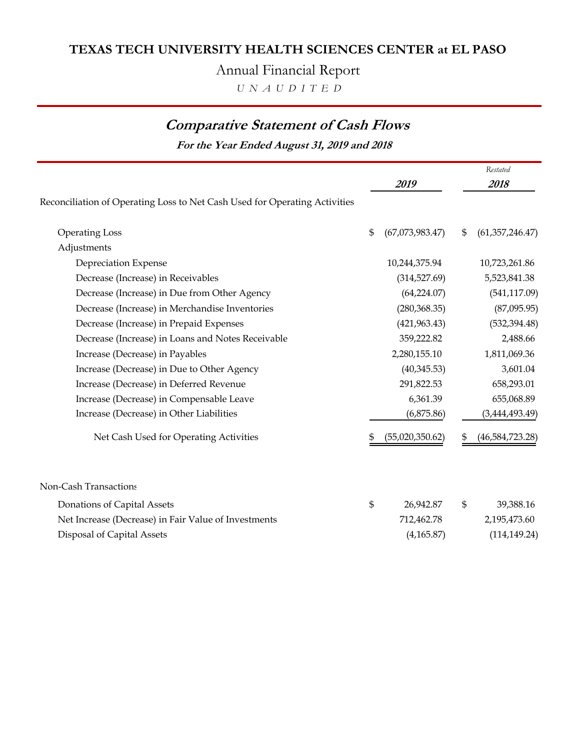**TEXAS TECH UNIVERSITY HEALTH SCIENCES CENTER at EL PASO**

Annual Financial Report

*U N A U D I T E D*

## *Comparative Statement of Cash Flows*

***For the Year Ended August 31, 2019 and 2018***

| | 2019 | Restated 2018 |
|---|---|---|
| Reconciliation of Operating Loss to Net Cash Used for Operating Activities | | |
| Operating Loss | $ (67,073,983.47) | $ (61,357,246.47) |
| Adjustments | | |
| Depreciation Expense | 10,244,375.94 | 10,723,261.86 |
| Decrease (Increase) in Receivables | (314,527.69) | 5,523,841.38 |
| Decrease (Increase) in Due from Other Agency | (64,224.07) | (541,117.09) |
| Decrease (Increase) in Merchandise Inventories | (280,368.35) | (87,095.95) |
| Decrease (Increase) in Prepaid Expenses | (421,963.43) | (532,394.48) |
| Decrease (Increase) in Loans and Notes Receivable | 359,222.82 | 2,488.66 |
| Increase (Decrease) in Payables | 2,280,155.10 | 1,811,069.36 |
| Increase (Decrease) in Due to Other Agency | (40,345.53) | 3,601.04 |
| Increase (Decrease) in Deferred Revenue | 291,822.53 | 658,293.01 |
| Increase (Decrease) in Compensable Leave | 6,361.39 | 655,068.89 |
| Increase (Decrease) in Other Liabilities | (6,875.86) | (3,444,493.49) |
| Net Cash Used for Operating Activities | $ (55,020,350.62) | $ (46,584,723.28) |

| | 2019 | 2018 |
|---|---|---|
| Non-Cash Transactions | | |
| Donations of Capital Assets | $ 26,942.87 | $ 39,388.16 |
| Net Increase (Decrease) in Fair Value of Investments | 712,462.78 | 2,195,473.60 |
| Disposal of Capital Assets | (4,165.87) | (114,149.24) |